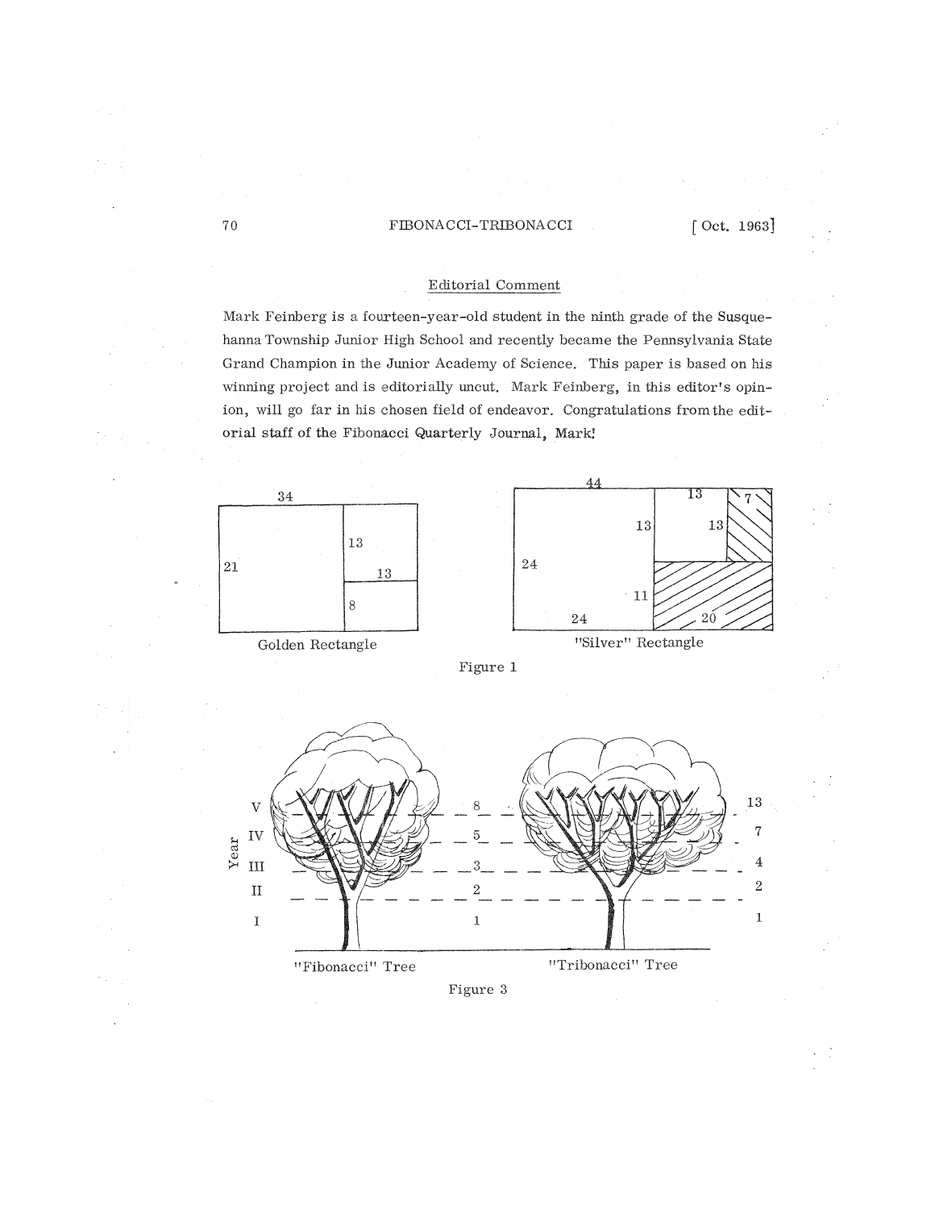## Editorial Comment

Mark Feinberg is a fourteen-year-old student in the ninth grade of the Susquehanna Township Junior High School and recently became the Pennsylvania State Grand Champion in the Junior Academy of Science. This paper is based on his winning project and is editorially uncut. Mark Feinberg, in this editor's opinion, will go far in his chosen field of endeavor. Congratulations from the editorial staff of the Fibonacci Quarterly Journal, Mark!

Golden Rectangle

"Silver" Rectangle

Figure 1

"Fibonacci" Tree

"Tribonacci" Tree

Figure 3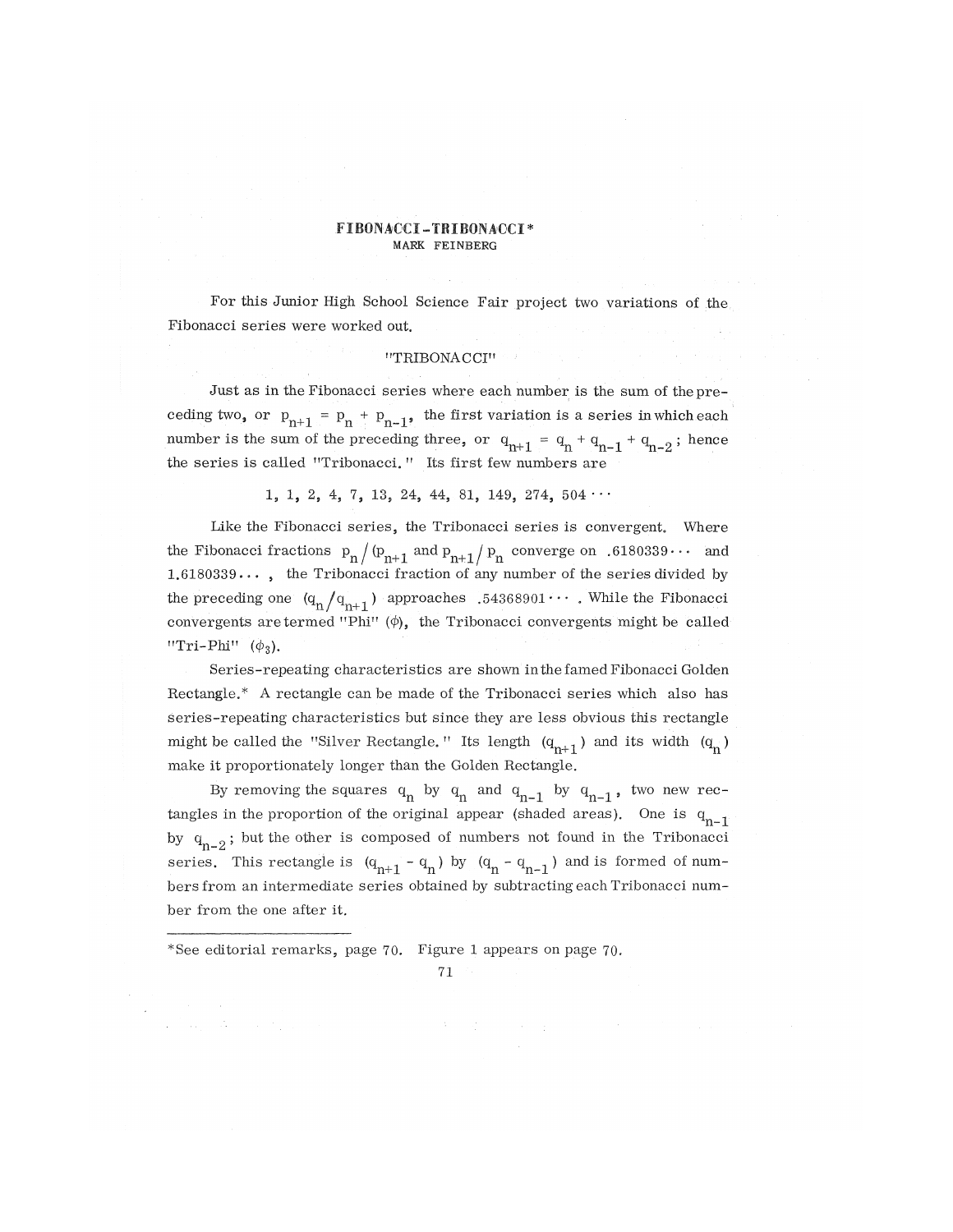# FIBONACCI-TRIBONACCI*

MARK FEINBERG

For this Junior High School Science Fair project two variations of the Fibonacci series were worked out.

## "TRIBONACCI"

Just as in the Fibonacci series where each number is the sum of the preceding two, or $p_{n+1} = p_n + p_{n-1}$, the first variation is a series in which each number is the sum of the preceding three, or $q_{n+1} = q_n + q_{n-1} + q_{n-2}$; hence the series is called "Tribonacci." Its first few numbers are

$$1, 1, 2, 4, 7, 13, 24, 44, 81, 149, 274, 504 \cdots$$

Like the Fibonacci series, the Tribonacci series is convergent. Where the Fibonacci fractions $p_n / (p_{n+1}$ and $p_{n+1} / p_n$ converge on $.6180339\cdots$ and $1.6180339\cdots$, the Tribonacci fraction of any number of the series divided by the preceding one $(q_n / q_{n+1})$ approaches $.54368901\cdots$. While the Fibonacci convergents are termed "Phi" ($\phi$), the Tribonacci convergents might be called "Tri-Phi" ($\phi_3$).

Series-repeating characteristics are shown in the famed Fibonacci Golden Rectangle.* A rectangle can be made of the Tribonacci series which also has series-repeating characteristics but since they are less obvious this rectangle might be called the "Silver Rectangle." Its length $(q_{n+1})$ and its width $(q_n)$ make it proportionately longer than the Golden Rectangle.

By removing the squares $q_n$ by $q_n$ and $q_{n-1}$ by $q_{n-1}$, two new rectangles in the proportion of the original appear (shaded areas). One is $q_{n-1}$ by $q_{n-2}$; but the other is composed of numbers not found in the Tribonacci series. This rectangle is $(q_{n+1} - q_n)$ by $(q_n - q_{n-1})$ and is formed of numbers from an intermediate series obtained by subtracting each Tribonacci number from the one after it.

---

*See editorial remarks, page 70. Figure 1 appears on page 70.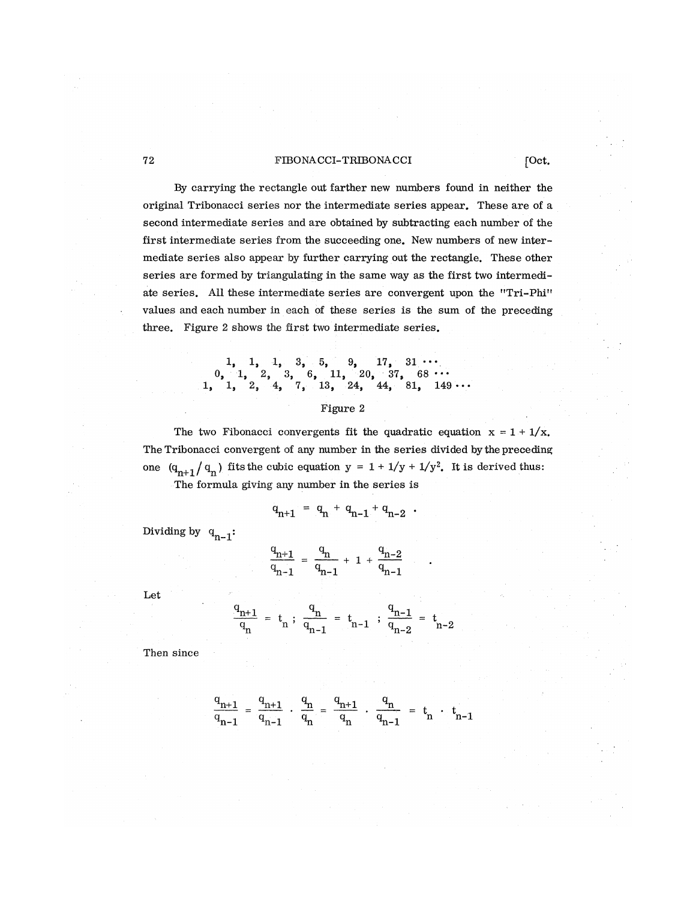By carrying the rectangle out farther new numbers found in neither the original Tribonacci series nor the intermediate series appear. These are of a second intermediate series and are obtained by subtracting each number of the first intermediate series from the succeeding one. New numbers of new intermediate series also appear by further carrying out the rectangle. These other series are formed by triangulating in the same way as the first two intermediate series. All these intermediate series are convergent upon the "Tri-Phi" values and each number in each of these series is the sum of the preceding three. Figure 2 shows the first two intermediate series.

```
   1,  1,  1,  3,  5,   9,  17,  31 ···
 0,  1,  2,  3,  6,  11,  20,  37,  68 ···
1,  1,  2,  4,  7,  13,  24,  44,  81,  149 ···
```

Figure 2

The two Fibonacci convergents fit the quadratic equation $x = 1 + 1/x$. The Tribonacci convergent of any number in the series divided by the preceding one $(q_{n+1}/q_n)$ fits the cubic equation $y = 1 + 1/y + 1/y^2$. It is derived thus:

The formula giving any number in the series is

$$q_{n+1} = q_n + q_{n-1} + q_{n-2} \ .$$

Dividing by $q_{n-1}$:

$$\frac{q_{n+1}}{q_{n-1}} = \frac{q_n}{q_{n-1}} + 1 + \frac{q_{n-2}}{q_{n-1}} \ .$$

Let

$$\frac{q_{n+1}}{q_n} = t_n \ ; \ \frac{q_n}{q_{n-1}} = t_{n-1} \ ; \ \frac{q_{n-1}}{q_{n-2}} = t_{n-2}$$

Then since

$$\frac{q_{n+1}}{q_{n-1}} = \frac{q_{n+1}}{q_{n-1}} \cdot \frac{q_n}{q_n} = \frac{q_{n+1}}{q_n} \cdot \frac{q_n}{q_{n-1}} = t_n \cdot t_{n-1}$$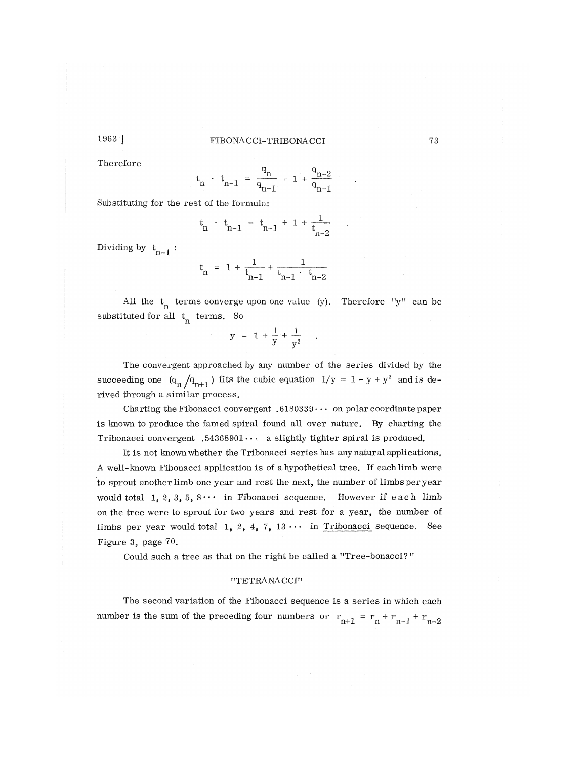Therefore

$$t_n \cdot t_{n-1} = \frac{q_n}{q_{n-1}} + 1 + \frac{q_{n-2}}{q_{n-1}} \quad .$$

Substituting for the rest of the formula:

$$t_n \cdot t_{n-1} = t_{n-1} + 1 + \frac{1}{t_{n-2}} \quad .$$

Dividing by $t_{n-1}$ :

$$t_n = 1 + \frac{1}{t_{n-1}} + \frac{1}{t_{n-1} \cdot t_{n-2}}$$

All the $t_n$ terms converge upon one value (y). Therefore "y" can be substituted for all $t_n$ terms. So

$$y = 1 + \frac{1}{y} + \frac{1}{y^2} \quad .$$

The convergent approached by any number of the series divided by the succeeding one $(q_n/q_{n+1})$ fits the cubic equation $1/y = 1 + y + y^2$ and is derived through a similar process.

Charting the Fibonacci convergent .6180339··· on polar coordinate paper is known to produce the famed spiral found all over nature. By charting the Tribonacci convergent .54368901··· a slightly tighter spiral is produced.

It is not known whether the Tribonacci series has any natural applications. A well-known Fibonacci application is of a hypothetical tree. If each limb were to sprout another limb one year and rest the next, the number of limbs per year would total 1, 2, 3, 5, 8··· in Fibonacci sequence. However if each limb on the tree were to sprout for two years and rest for a year, the number of limbs per year would total 1, 2, 4, 7, 13··· in Tribonacci sequence. See Figure 3, page 70.

Could such a tree as that on the right be called a "Tree-bonacci?"

## "TETRANACCI"

The second variation of the Fibonacci sequence is a series in which each number is the sum of the preceding four numbers or $r_{n+1} = r_n + r_{n-1} + r_{n-2}$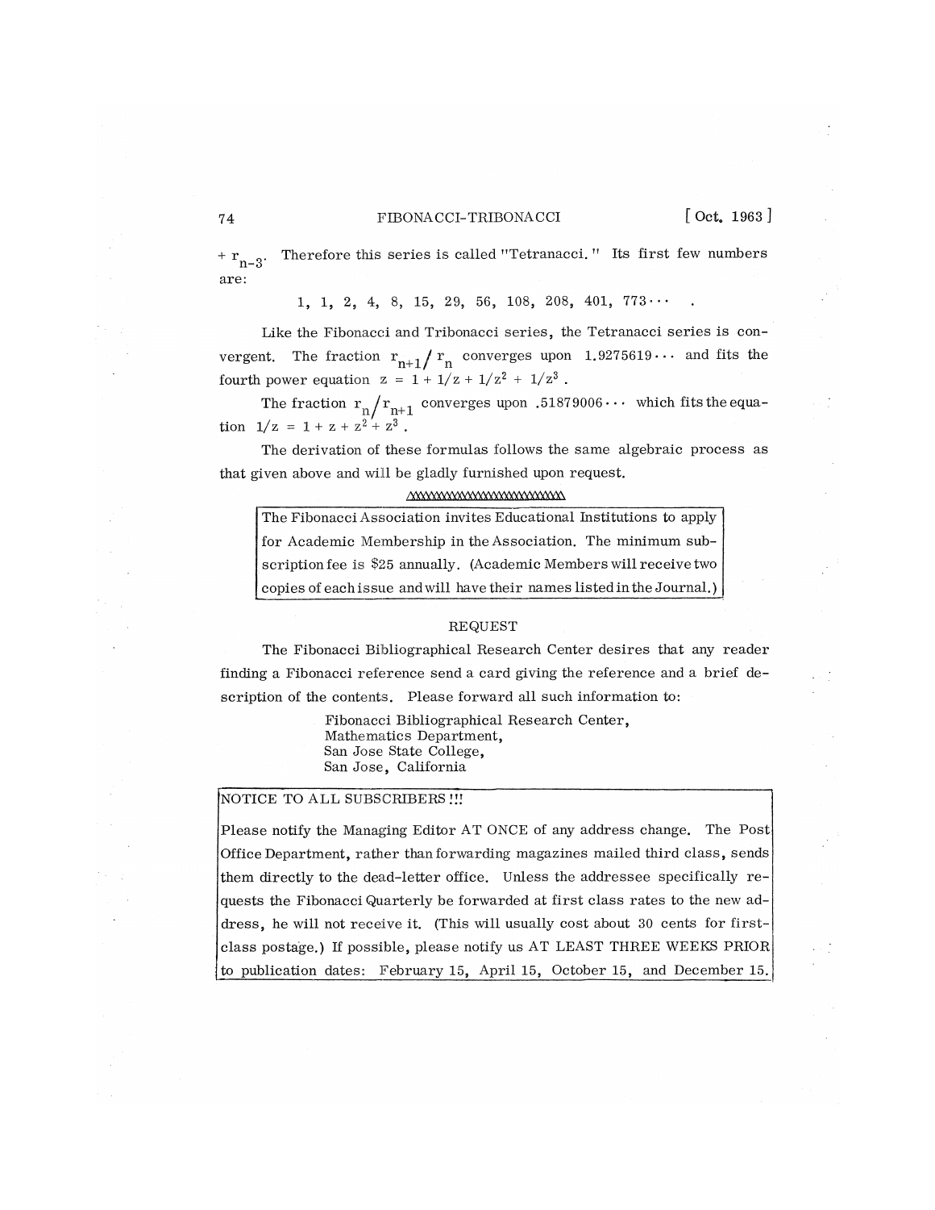$+ r_{n-3}$. Therefore this series is called "Tetranacci." Its first few numbers are:

$$1, 1, 2, 4, 8, 15, 29, 56, 108, 208, 401, 773 \cdots$$

Like the Fibonacci and Tribonacci series, the Tetranacci series is convergent. The fraction $r_{n+1}/r_n$ converges upon $1.9275619\cdots$ and fits the fourth power equation $z = 1 + 1/z + 1/z^2 + 1/z^3$.

The fraction $r_n/r_{n+1}$ converges upon $.51879006\cdots$ which fits the equation $1/z = 1 + z + z^2 + z^3$.

The derivation of these formulas follows the same algebraic process as that given above and will be gladly furnished upon request.

---

The Fibonacci Association invites Educational Institutions to apply for Academic Membership in the Association. The minimum subscription fee is \$25 annually. (Academic Members will receive two copies of each issue and will have their names listed in the Journal.)

---

## REQUEST

The Fibonacci Bibliographical Research Center desires that any reader finding a Fibonacci reference send a card giving the reference and a brief description of the contents. Please forward all such information to:

Fibonacci Bibliographical Research Center,
Mathematics Department,
San Jose State College,
San Jose, California

---

NOTICE TO ALL SUBSCRIBERS !!!

Please notify the Managing Editor AT ONCE of any address change. The Post Office Department, rather than forwarding magazines mailed third class, sends them directly to the dead-letter office. Unless the addressee specifically requests the Fibonacci Quarterly be forwarded at first class rates to the new address, he will not receive it. (This will usually cost about 30 cents for first-class postage.) If possible, please notify us AT LEAST THREE WEEKS PRIOR to publication dates: February 15, April 15, October 15, and December 15.